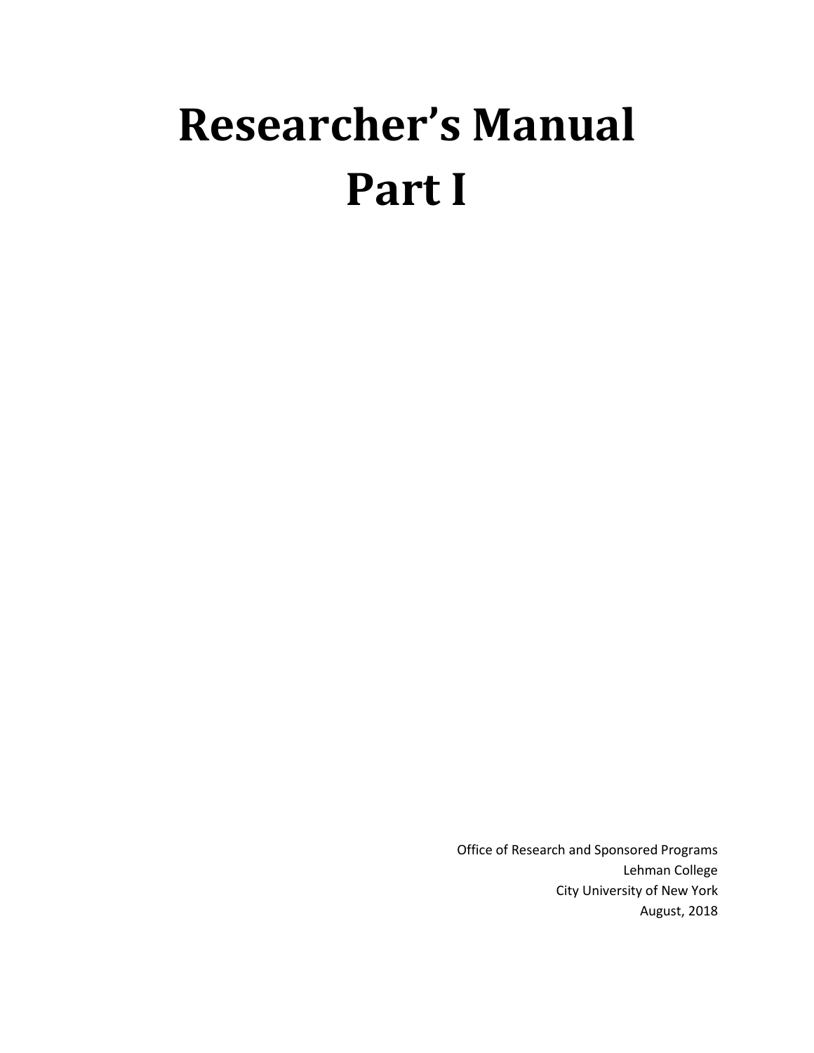# Researcher's Manual
# Part I

Office of Research and Sponsored Programs
Lehman College
City University of New York
August, 2018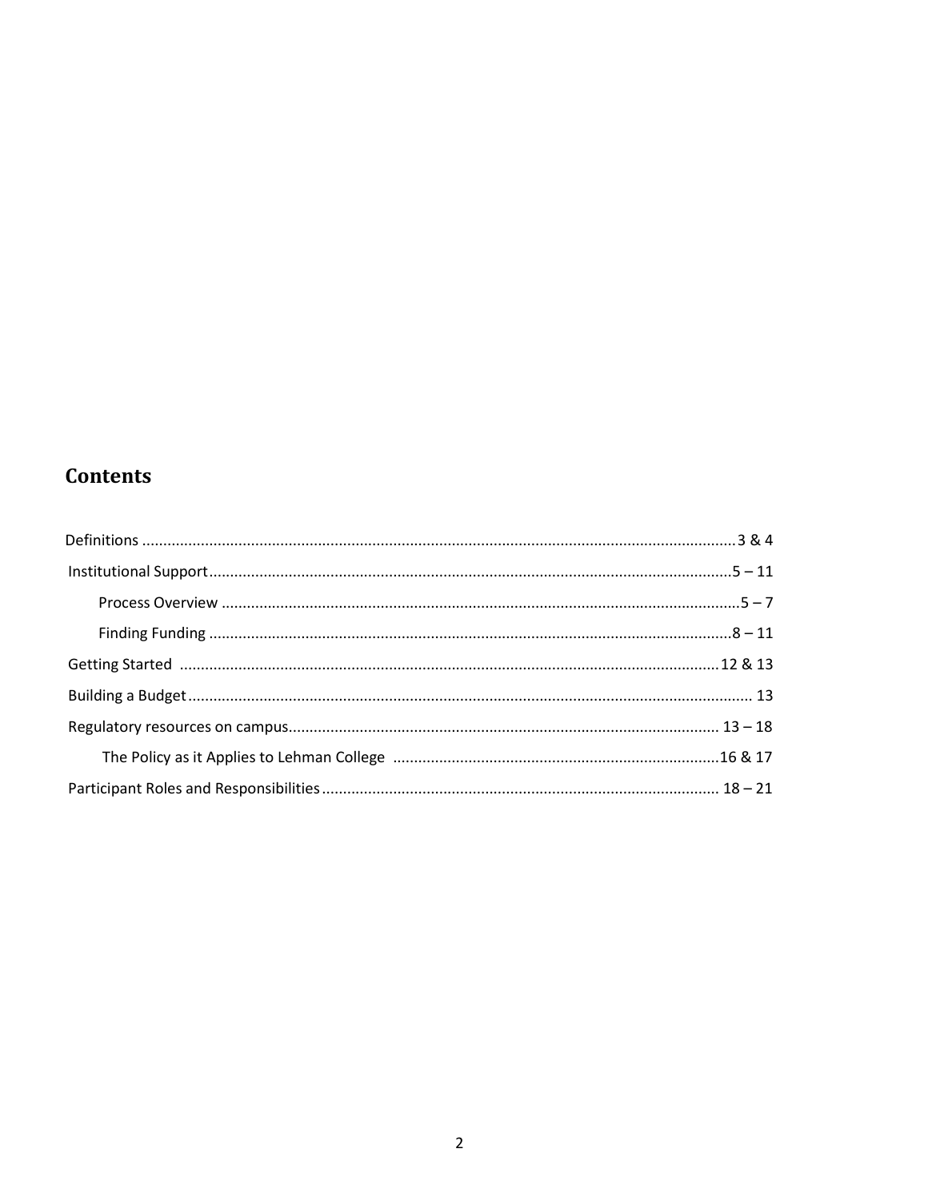## Contents

- Definitions ........ 3 & 4
- Institutional Support ........ 5 – 11
  - Process Overview ........ 5 – 7
  - Finding Funding ........ 8 – 11
- Getting Started ........ 12 & 13
- Building a Budget ........ 13
- Regulatory resources on campus ........ 13 – 18
  - The Policy as it Applies to Lehman College ........ 16 & 17
- Participant Roles and Responsibilities ........ 18 – 21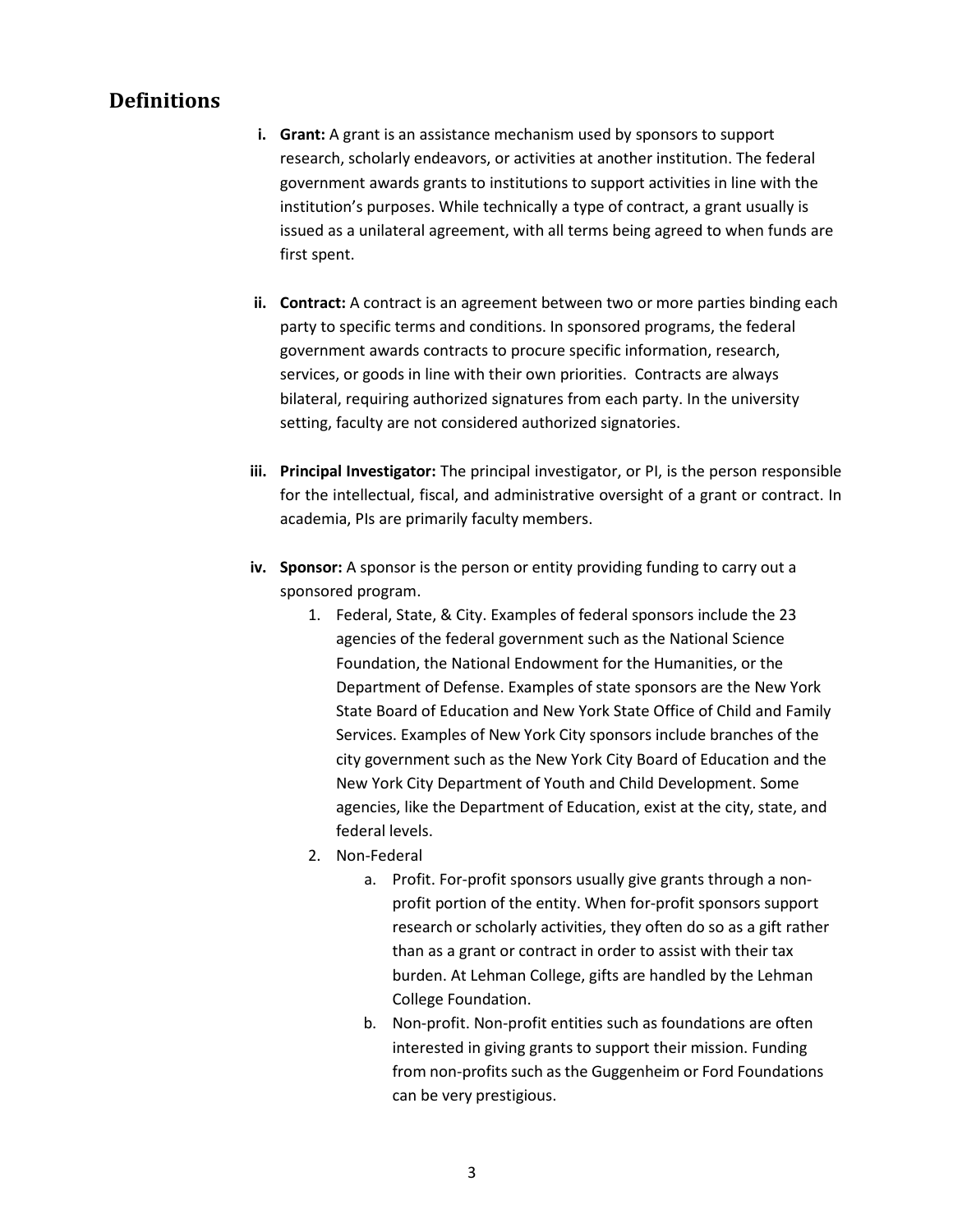## Definitions

i. **Grant:** A grant is an assistance mechanism used by sponsors to support research, scholarly endeavors, or activities at another institution. The federal government awards grants to institutions to support activities in line with the institution's purposes. While technically a type of contract, a grant usually is issued as a unilateral agreement, with all terms being agreed to when funds are first spent.

ii. **Contract:** A contract is an agreement between two or more parties binding each party to specific terms and conditions. In sponsored programs, the federal government awards contracts to procure specific information, research, services, or goods in line with their own priorities. Contracts are always bilateral, requiring authorized signatures from each party. In the university setting, faculty are not considered authorized signatories.

iii. **Principal Investigator:** The principal investigator, or PI, is the person responsible for the intellectual, fiscal, and administrative oversight of a grant or contract. In academia, PIs are primarily faculty members.

iv. **Sponsor:** A sponsor is the person or entity providing funding to carry out a sponsored program.

   1. Federal, State, & City. Examples of federal sponsors include the 23 agencies of the federal government such as the National Science Foundation, the National Endowment for the Humanities, or the Department of Defense. Examples of state sponsors are the New York State Board of Education and New York State Office of Child and Family Services. Examples of New York City sponsors include branches of the city government such as the New York City Board of Education and the New York City Department of Youth and Child Development. Some agencies, like the Department of Education, exist at the city, state, and federal levels.
   2. Non-Federal
      a. Profit. For-profit sponsors usually give grants through a non-profit portion of the entity. When for-profit sponsors support research or scholarly activities, they often do so as a gift rather than as a grant or contract in order to assist with their tax burden. At Lehman College, gifts are handled by the Lehman College Foundation.
      b. Non-profit. Non-profit entities such as foundations are often interested in giving grants to support their mission. Funding from non-profits such as the Guggenheim or Ford Foundations can be very prestigious.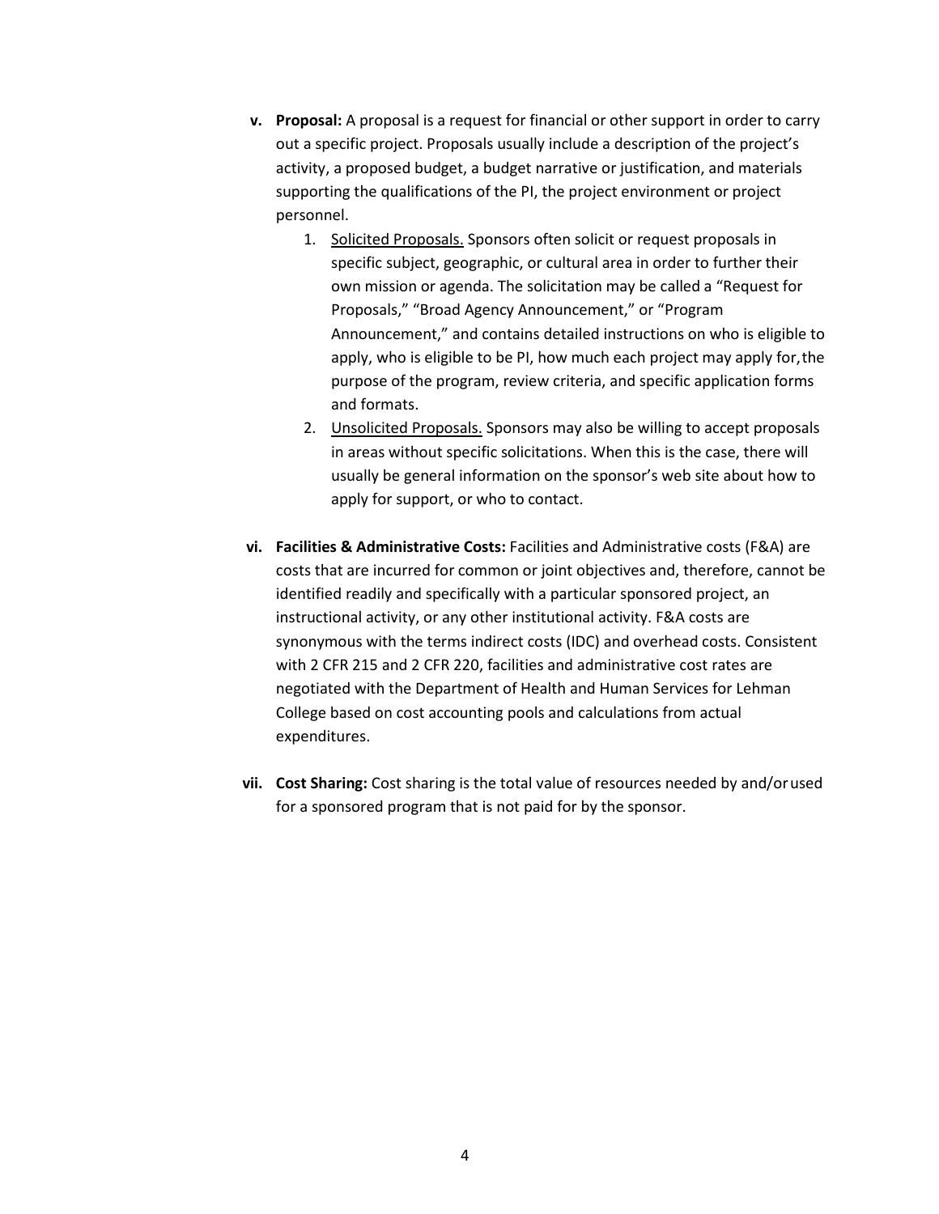- **v. Proposal:** A proposal is a request for financial or other support in order to carry out a specific project. Proposals usually include a description of the project's activity, a proposed budget, a budget narrative or justification, and materials supporting the qualifications of the PI, the project environment or project personnel.
    1. <u>Solicited Proposals.</u> Sponsors often solicit or request proposals in specific subject, geographic, or cultural area in order to further their own mission or agenda. The solicitation may be called a "Request for Proposals," "Broad Agency Announcement," or "Program Announcement," and contains detailed instructions on who is eligible to apply, who is eligible to be PI, how much each project may apply for, the purpose of the program, review criteria, and specific application forms and formats.
    2. <u>Unsolicited Proposals.</u> Sponsors may also be willing to accept proposals in areas without specific solicitations. When this is the case, there will usually be general information on the sponsor's web site about how to apply for support, or who to contact.

- **vi. Facilities & Administrative Costs:** Facilities and Administrative costs (F&A) are costs that are incurred for common or joint objectives and, therefore, cannot be identified readily and specifically with a particular sponsored project, an instructional activity, or any other institutional activity. F&A costs are synonymous with the terms indirect costs (IDC) and overhead costs. Consistent with 2 CFR 215 and 2 CFR 220, facilities and administrative cost rates are negotiated with the Department of Health and Human Services for Lehman College based on cost accounting pools and calculations from actual expenditures.

- **vii. Cost Sharing:** Cost sharing is the total value of resources needed by and/or used for a sponsored program that is not paid for by the sponsor.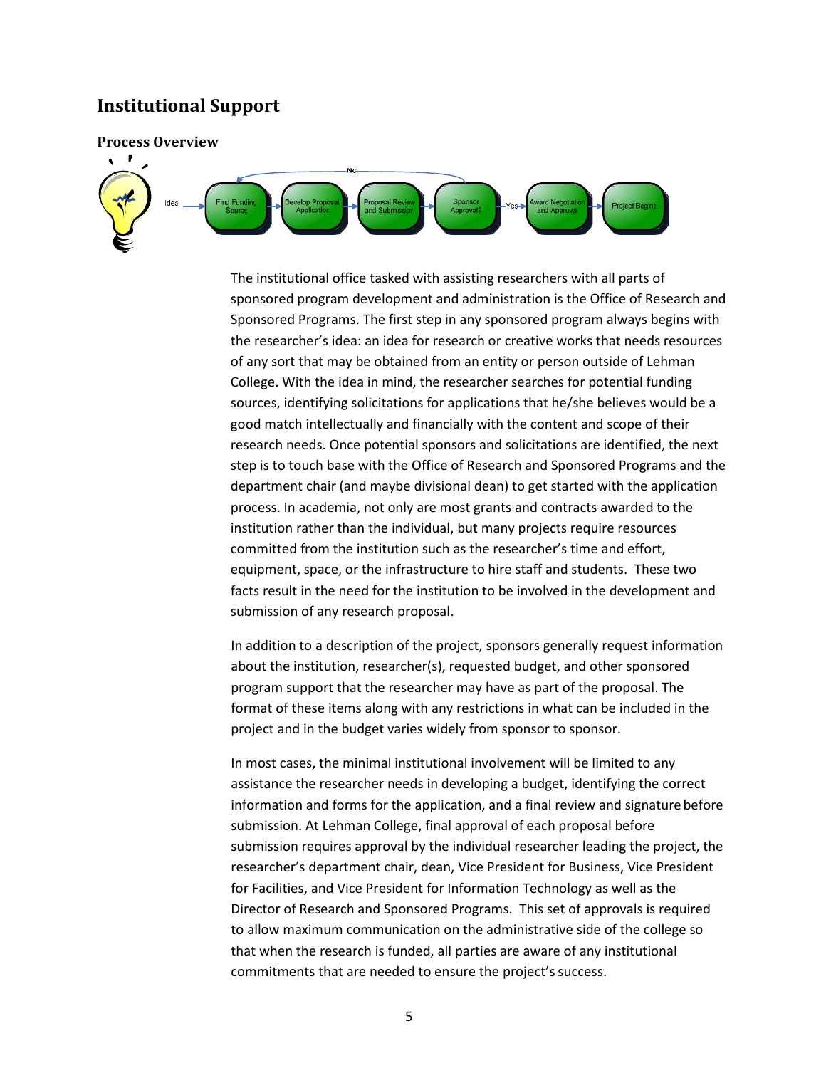## Institutional Support

### Process Overview

Idea → Find Funding Source → Develop Proposal Application → Proposal Review and Submission → Sponsor Approval? → Yes → Award Negotiation and Approval → Project Begins

(No → Find Funding Source)

The institutional office tasked with assisting researchers with all parts of sponsored program development and administration is the Office of Research and Sponsored Programs. The first step in any sponsored program always begins with the researcher's idea: an idea for research or creative works that needs resources of any sort that may be obtained from an entity or person outside of Lehman College. With the idea in mind, the researcher searches for potential funding sources, identifying solicitations for applications that he/she believes would be a good match intellectually and financially with the content and scope of their research needs. Once potential sponsors and solicitations are identified, the next step is to touch base with the Office of Research and Sponsored Programs and the department chair (and maybe divisional dean) to get started with the application process. In academia, not only are most grants and contracts awarded to the institution rather than the individual, but many projects require resources committed from the institution such as the researcher's time and effort, equipment, space, or the infrastructure to hire staff and students. These two facts result in the need for the institution to be involved in the development and submission of any research proposal.

In addition to a description of the project, sponsors generally request information about the institution, researcher(s), requested budget, and other sponsored program support that the researcher may have as part of the proposal. The format of these items along with any restrictions in what can be included in the project and in the budget varies widely from sponsor to sponsor.

In most cases, the minimal institutional involvement will be limited to any assistance the researcher needs in developing a budget, identifying the correct information and forms for the application, and a final review and signature before submission. At Lehman College, final approval of each proposal before submission requires approval by the individual researcher leading the project, the researcher's department chair, dean, Vice President for Business, Vice President for Facilities, and Vice President for Information Technology as well as the Director of Research and Sponsored Programs. This set of approvals is required to allow maximum communication on the administrative side of the college so that when the research is funded, all parties are aware of any institutional commitments that are needed to ensure the project's success.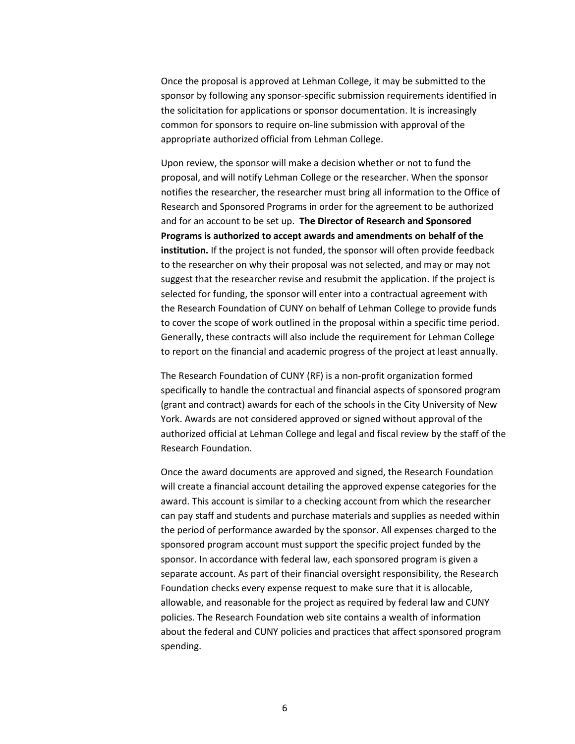Once the proposal is approved at Lehman College, it may be submitted to the sponsor by following any sponsor-specific submission requirements identified in the solicitation for applications or sponsor documentation. It is increasingly common for sponsors to require on-line submission with approval of the appropriate authorized official from Lehman College.

Upon review, the sponsor will make a decision whether or not to fund the proposal, and will notify Lehman College or the researcher. When the sponsor notifies the researcher, the researcher must bring all information to the Office of Research and Sponsored Programs in order for the agreement to be authorized and for an account to be set up. **The Director of Research and Sponsored Programs is authorized to accept awards and amendments on behalf of the institution.** If the project is not funded, the sponsor will often provide feedback to the researcher on why their proposal was not selected, and may or may not suggest that the researcher revise and resubmit the application. If the project is selected for funding, the sponsor will enter into a contractual agreement with the Research Foundation of CUNY on behalf of Lehman College to provide funds to cover the scope of work outlined in the proposal within a specific time period. Generally, these contracts will also include the requirement for Lehman College to report on the financial and academic progress of the project at least annually.

The Research Foundation of CUNY (RF) is a non-profit organization formed specifically to handle the contractual and financial aspects of sponsored program (grant and contract) awards for each of the schools in the City University of New York. Awards are not considered approved or signed without approval of the authorized official at Lehman College and legal and fiscal review by the staff of the Research Foundation.

Once the award documents are approved and signed, the Research Foundation will create a financial account detailing the approved expense categories for the award. This account is similar to a checking account from which the researcher can pay staff and students and purchase materials and supplies as needed within the period of performance awarded by the sponsor. All expenses charged to the sponsored program account must support the specific project funded by the sponsor. In accordance with federal law, each sponsored program is given a separate account. As part of their financial oversight responsibility, the Research Foundation checks every expense request to make sure that it is allocable, allowable, and reasonable for the project as required by federal law and CUNY policies. The Research Foundation web site contains a wealth of information about the federal and CUNY policies and practices that affect sponsored program spending.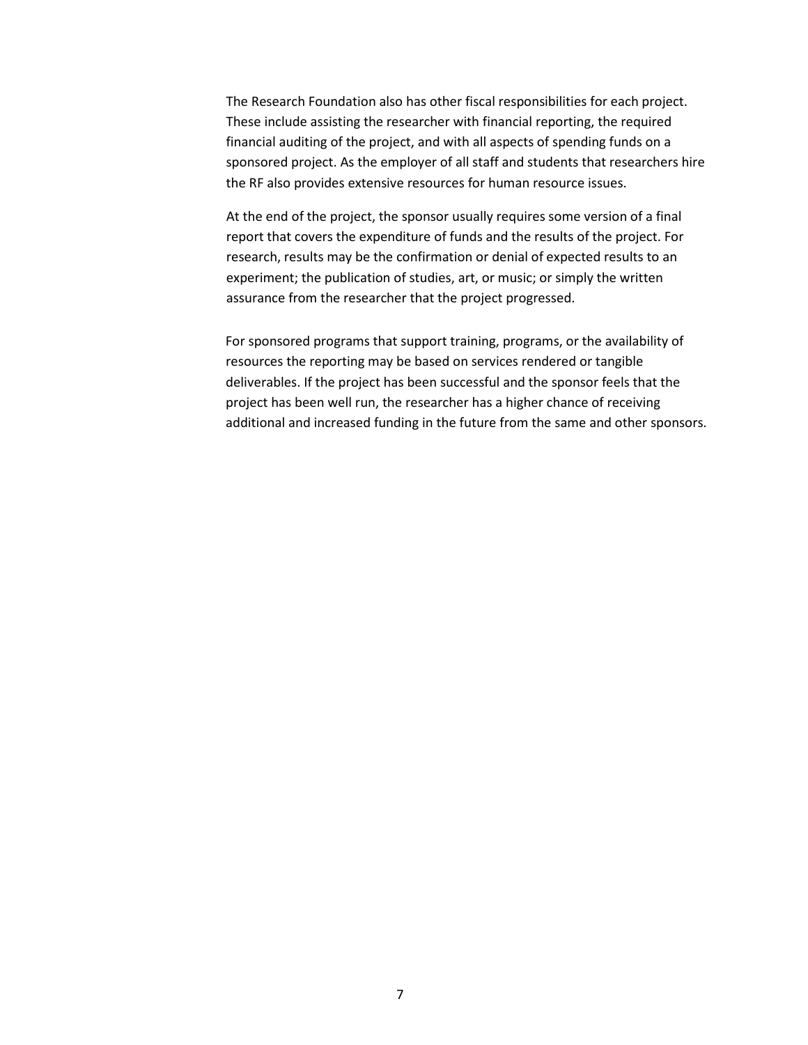The Research Foundation also has other fiscal responsibilities for each project. These include assisting the researcher with financial reporting, the required financial auditing of the project, and with all aspects of spending funds on a sponsored project. As the employer of all staff and students that researchers hire the RF also provides extensive resources for human resource issues.

At the end of the project, the sponsor usually requires some version of a final report that covers the expenditure of funds and the results of the project. For research, results may be the confirmation or denial of expected results to an experiment; the publication of studies, art, or music; or simply the written assurance from the researcher that the project progressed.

For sponsored programs that support training, programs, or the availability of resources the reporting may be based on services rendered or tangible deliverables. If the project has been successful and the sponsor feels that the project has been well run, the researcher has a higher chance of receiving additional and increased funding in the future from the same and other sponsors.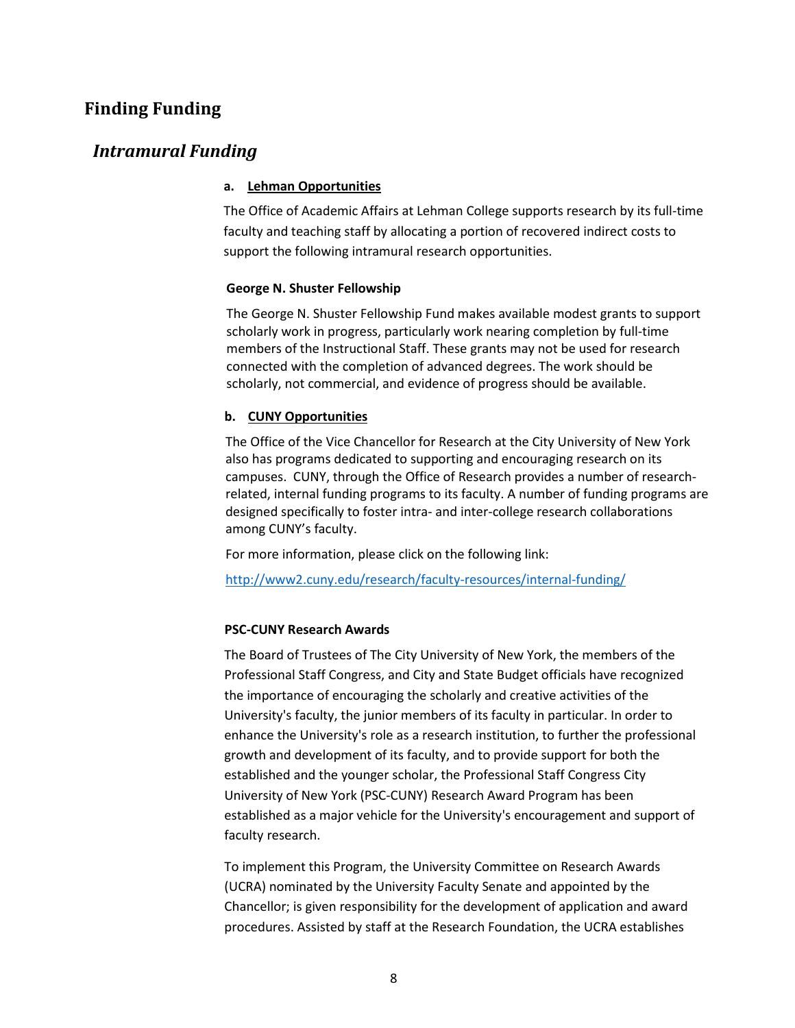# Finding Funding

## *Intramural Funding*

#### a. Lehman Opportunities

The Office of Academic Affairs at Lehman College supports research by its full-time faculty and teaching staff by allocating a portion of recovered indirect costs to support the following intramural research opportunities.

**George N. Shuster Fellowship**

The George N. Shuster Fellowship Fund makes available modest grants to support scholarly work in progress, particularly work nearing completion by full-time members of the Instructional Staff. These grants may not be used for research connected with the completion of advanced degrees. The work should be scholarly, not commercial, and evidence of progress should be available.

#### b. CUNY Opportunities

The Office of the Vice Chancellor for Research at the City University of New York also has programs dedicated to supporting and encouraging research on its campuses. CUNY, through the Office of Research provides a number of research-related, internal funding programs to its faculty. A number of funding programs are designed specifically to foster intra- and inter-college research collaborations among CUNY's faculty.

For more information, please click on the following link:

http://www2.cuny.edu/research/faculty-resources/internal-funding/

**PSC-CUNY Research Awards**

The Board of Trustees of The City University of New York, the members of the Professional Staff Congress, and City and State Budget officials have recognized the importance of encouraging the scholarly and creative activities of the University's faculty, the junior members of its faculty in particular. In order to enhance the University's role as a research institution, to further the professional growth and development of its faculty, and to provide support for both the established and the younger scholar, the Professional Staff Congress City University of New York (PSC-CUNY) Research Award Program has been established as a major vehicle for the University's encouragement and support of faculty research.

To implement this Program, the University Committee on Research Awards (UCRA) nominated by the University Faculty Senate and appointed by the Chancellor; is given responsibility for the development of application and award procedures. Assisted by staff at the Research Foundation, the UCRA establishes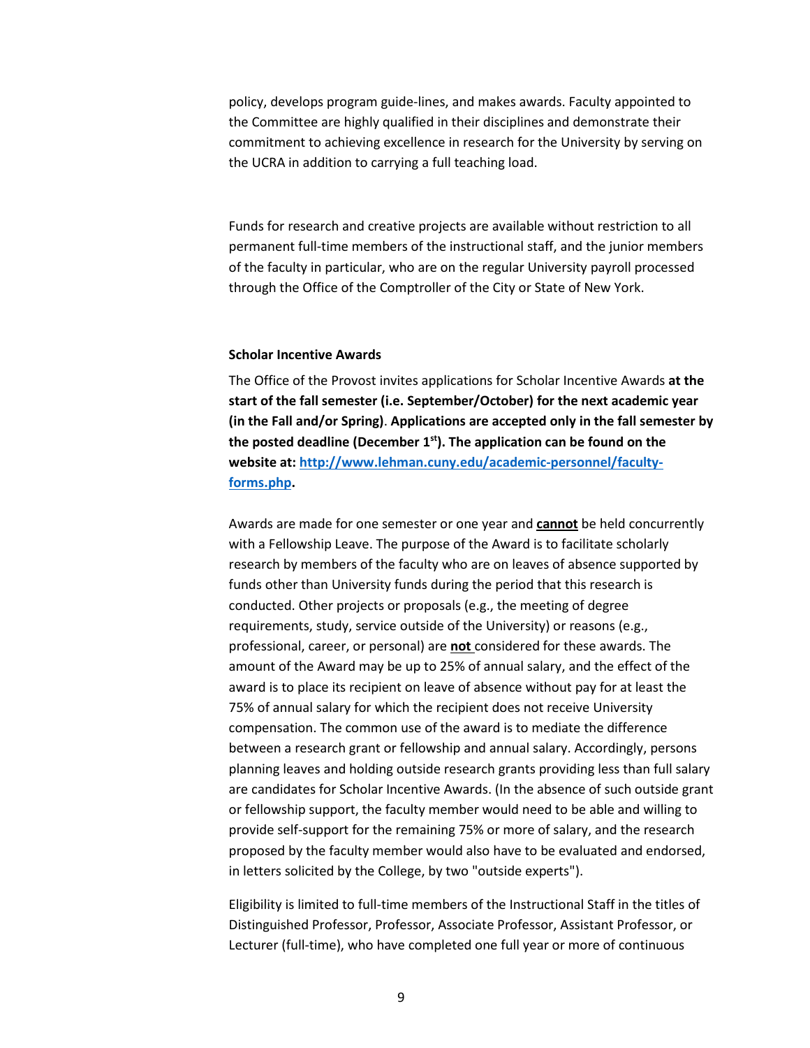policy, develops program guide-lines, and makes awards. Faculty appointed to the Committee are highly qualified in their disciplines and demonstrate their commitment to achieving excellence in research for the University by serving on the UCRA in addition to carrying a full teaching load.

Funds for research and creative projects are available without restriction to all permanent full-time members of the instructional staff, and the junior members of the faculty in particular, who are on the regular University payroll processed through the Office of the Comptroller of the City or State of New York.

**Scholar Incentive Awards**

The Office of the Provost invites applications for Scholar Incentive Awards **at the start of the fall semester (i.e. September/October) for the next academic year (in the Fall and/or Spring)**. **Applications are accepted only in the fall semester by the posted deadline (December 1st). The application can be found on the website at: [http://www.lehman.cuny.edu/academic-personnel/faculty-forms.php](http://www.lehman.cuny.edu/academic-personnel/faculty-forms.php).**

Awards are made for one semester or one year and **cannot** be held concurrently with a Fellowship Leave. The purpose of the Award is to facilitate scholarly research by members of the faculty who are on leaves of absence supported by funds other than University funds during the period that this research is conducted. Other projects or proposals (e.g., the meeting of degree requirements, study, service outside of the University) or reasons (e.g., professional, career, or personal) are **not** considered for these awards. The amount of the Award may be up to 25% of annual salary, and the effect of the award is to place its recipient on leave of absence without pay for at least the 75% of annual salary for which the recipient does not receive University compensation. The common use of the award is to mediate the difference between a research grant or fellowship and annual salary. Accordingly, persons planning leaves and holding outside research grants providing less than full salary are candidates for Scholar Incentive Awards. (In the absence of such outside grant or fellowship support, the faculty member would need to be able and willing to provide self-support for the remaining 75% or more of salary, and the research proposed by the faculty member would also have to be evaluated and endorsed, in letters solicited by the College, by two "outside experts").

Eligibility is limited to full-time members of the Instructional Staff in the titles of Distinguished Professor, Professor, Associate Professor, Assistant Professor, or Lecturer (full-time), who have completed one full year or more of continuous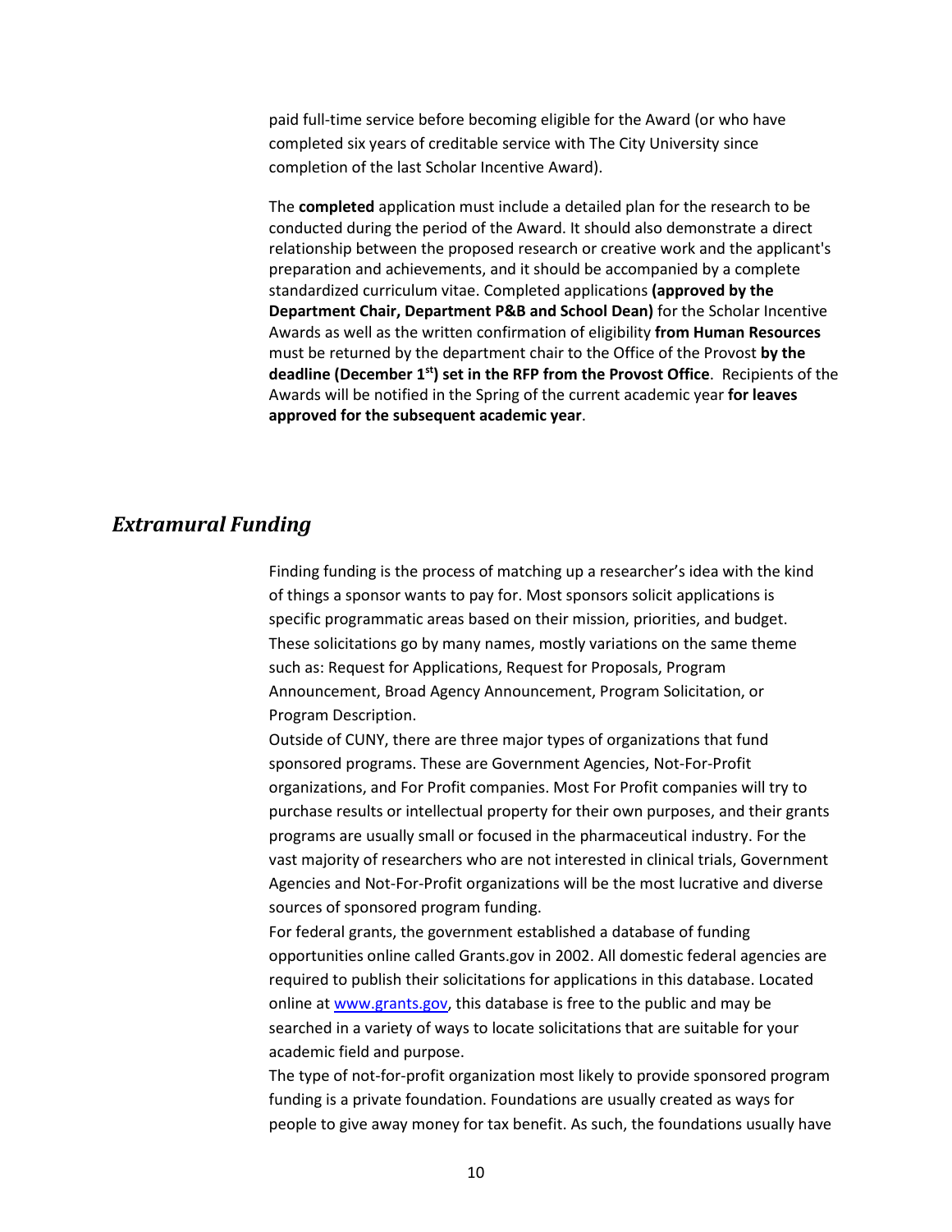paid full-time service before becoming eligible for the Award (or who have completed six years of creditable service with The City University since completion of the last Scholar Incentive Award).

The **completed** application must include a detailed plan for the research to be conducted during the period of the Award. It should also demonstrate a direct relationship between the proposed research or creative work and the applicant's preparation and achievements, and it should be accompanied by a complete standardized curriculum vitae. Completed applications **(approved by the Department Chair, Department P&B and School Dean)** for the Scholar Incentive Awards as well as the written confirmation of eligibility **from Human Resources** must be returned by the department chair to the Office of the Provost **by the deadline (December 1st) set in the RFP from the Provost Office**. Recipients of the Awards will be notified in the Spring of the current academic year **for leaves approved for the subsequent academic year**.

## *Extramural Funding*

Finding funding is the process of matching up a researcher's idea with the kind of things a sponsor wants to pay for. Most sponsors solicit applications is specific programmatic areas based on their mission, priorities, and budget. These solicitations go by many names, mostly variations on the same theme such as: Request for Applications, Request for Proposals, Program Announcement, Broad Agency Announcement, Program Solicitation, or Program Description.

Outside of CUNY, there are three major types of organizations that fund sponsored programs. These are Government Agencies, Not-For-Profit organizations, and For Profit companies. Most For Profit companies will try to purchase results or intellectual property for their own purposes, and their grants programs are usually small or focused in the pharmaceutical industry. For the vast majority of researchers who are not interested in clinical trials, Government Agencies and Not-For-Profit organizations will be the most lucrative and diverse sources of sponsored program funding.

For federal grants, the government established a database of funding opportunities online called Grants.gov in 2002. All domestic federal agencies are required to publish their solicitations for applications in this database. Located online at [www.grants.gov](http://www.grants.gov), this database is free to the public and may be searched in a variety of ways to locate solicitations that are suitable for your academic field and purpose.

The type of not-for-profit organization most likely to provide sponsored program funding is a private foundation. Foundations are usually created as ways for people to give away money for tax benefit. As such, the foundations usually have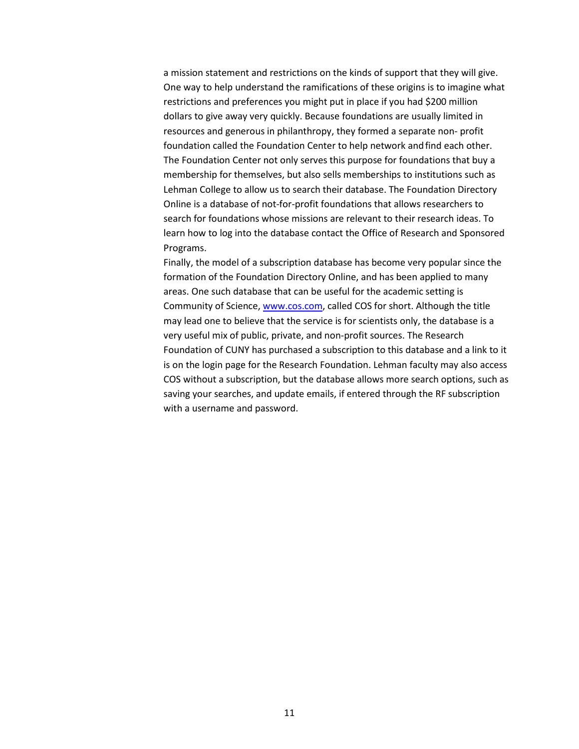a mission statement and restrictions on the kinds of support that they will give. One way to help understand the ramifications of these origins is to imagine what restrictions and preferences you might put in place if you had $200 million dollars to give away very quickly. Because foundations are usually limited in resources and generous in philanthropy, they formed a separate non- profit foundation called the Foundation Center to help network and find each other. The Foundation Center not only serves this purpose for foundations that buy a membership for themselves, but also sells memberships to institutions such as Lehman College to allow us to search their database. The Foundation Directory Online is a database of not-for-profit foundations that allows researchers to search for foundations whose missions are relevant to their research ideas. To learn how to log into the database contact the Office of Research and Sponsored Programs.

Finally, the model of a subscription database has become very popular since the formation of the Foundation Directory Online, and has been applied to many areas. One such database that can be useful for the academic setting is Community of Science, www.cos.com, called COS for short. Although the title may lead one to believe that the service is for scientists only, the database is a very useful mix of public, private, and non-profit sources. The Research Foundation of CUNY has purchased a subscription to this database and a link to it is on the login page for the Research Foundation. Lehman faculty may also access COS without a subscription, but the database allows more search options, such as saving your searches, and update emails, if entered through the RF subscription with a username and password.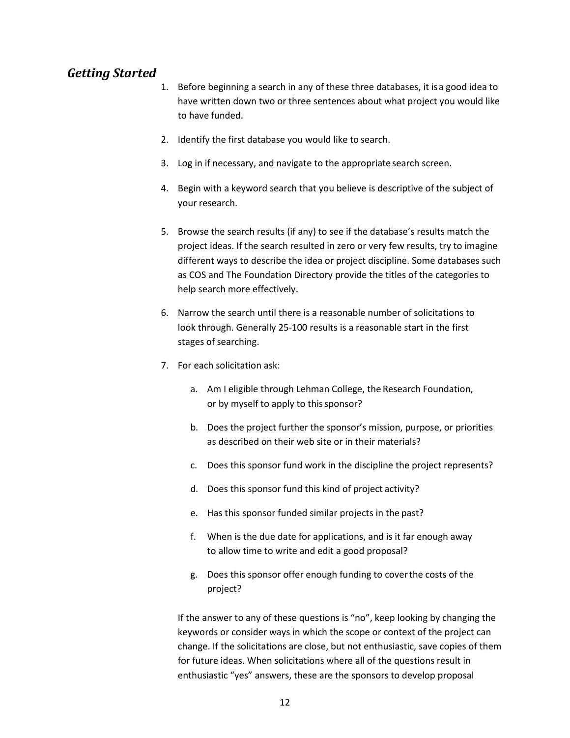## *Getting Started*

1. Before beginning a search in any of these three databases, it is a good idea to have written down two or three sentences about what project you would like to have funded.

2. Identify the first database you would like to search.

3. Log in if necessary, and navigate to the appropriate search screen.

4. Begin with a keyword search that you believe is descriptive of the subject of your research.

5. Browse the search results (if any) to see if the database's results match the project ideas. If the search resulted in zero or very few results, try to imagine different ways to describe the idea or project discipline. Some databases such as COS and The Foundation Directory provide the titles of the categories to help search more effectively.

6. Narrow the search until there is a reasonable number of solicitations to look through. Generally 25-100 results is a reasonable start in the first stages of searching.

7. For each solicitation ask:

   a. Am I eligible through Lehman College, the Research Foundation, or by myself to apply to this sponsor?

   b. Does the project further the sponsor's mission, purpose, or priorities as described on their web site or in their materials?

   c. Does this sponsor fund work in the discipline the project represents?

   d. Does this sponsor fund this kind of project activity?

   e. Has this sponsor funded similar projects in the past?

   f. When is the due date for applications, and is it far enough away to allow time to write and edit a good proposal?

   g. Does this sponsor offer enough funding to cover the costs of the project?

   If the answer to any of these questions is "no", keep looking by changing the keywords or consider ways in which the scope or context of the project can change. If the solicitations are close, but not enthusiastic, save copies of them for future ideas. When solicitations where all of the questions result in enthusiastic "yes" answers, these are the sponsors to develop proposal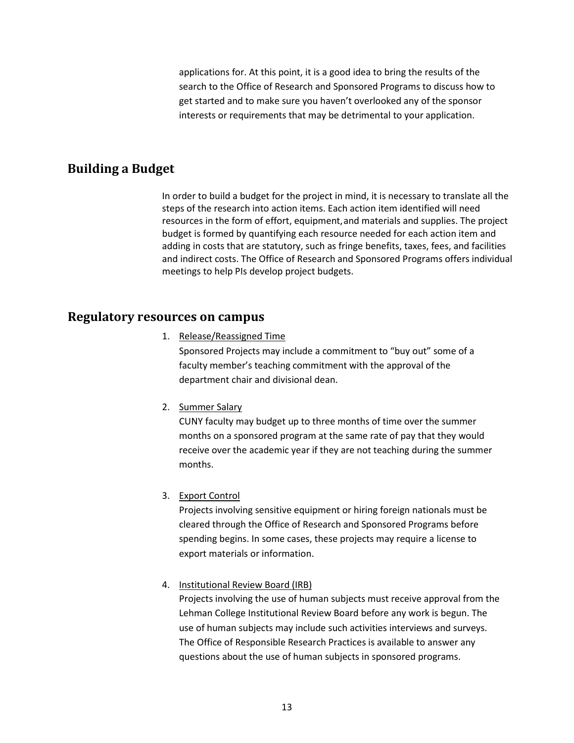applications for. At this point, it is a good idea to bring the results of the search to the Office of Research and Sponsored Programs to discuss how to get started and to make sure you haven't overlooked any of the sponsor interests or requirements that may be detrimental to your application.

## Building a Budget

In order to build a budget for the project in mind, it is necessary to translate all the steps of the research into action items. Each action item identified will need resources in the form of effort, equipment, and materials and supplies. The project budget is formed by quantifying each resource needed for each action item and adding in costs that are statutory, such as fringe benefits, taxes, fees, and facilities and indirect costs. The Office of Research and Sponsored Programs offers individual meetings to help PIs develop project budgets.

## Regulatory resources on campus

1. Release/Reassigned Time
   Sponsored Projects may include a commitment to "buy out" some of a faculty member's teaching commitment with the approval of the department chair and divisional dean.

2. Summer Salary
   CUNY faculty may budget up to three months of time over the summer months on a sponsored program at the same rate of pay that they would receive over the academic year if they are not teaching during the summer months.

3. Export Control
   Projects involving sensitive equipment or hiring foreign nationals must be cleared through the Office of Research and Sponsored Programs before spending begins. In some cases, these projects may require a license to export materials or information.

4. Institutional Review Board (IRB)
   Projects involving the use of human subjects must receive approval from the Lehman College Institutional Review Board before any work is begun. The use of human subjects may include such activities interviews and surveys. The Office of Responsible Research Practices is available to answer any questions about the use of human subjects in sponsored programs.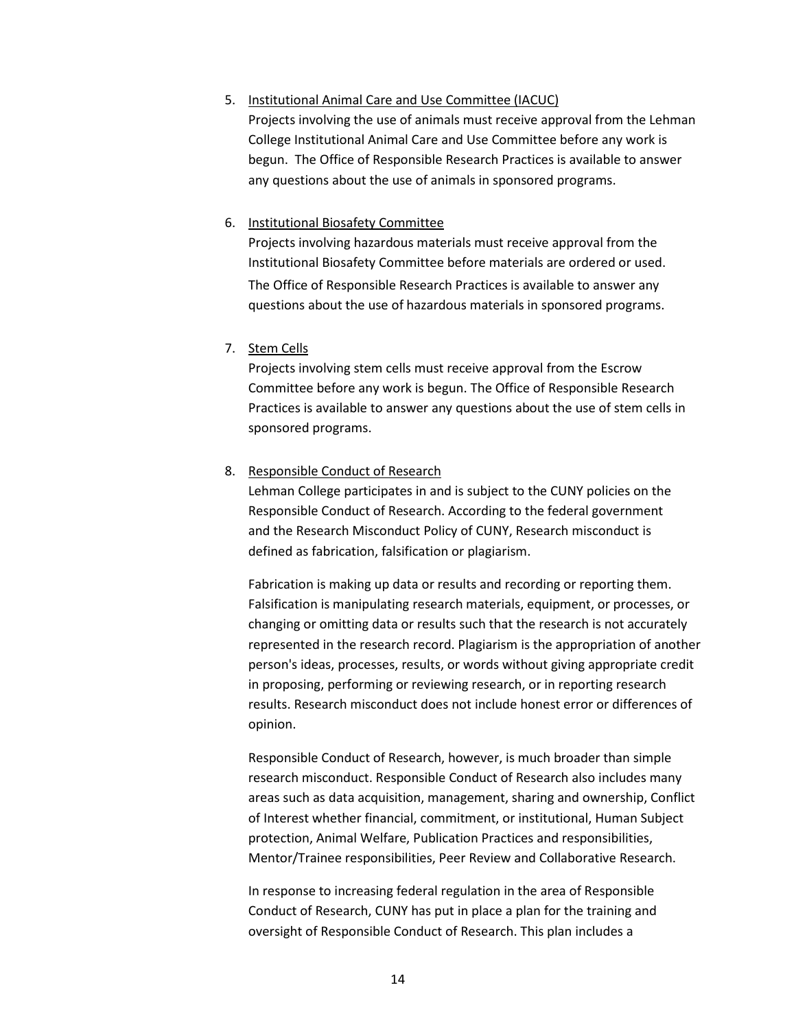5. <u>Institutional Animal Care and Use Committee (IACUC)</u>

   Projects involving the use of animals must receive approval from the Lehman College Institutional Animal Care and Use Committee before any work is begun. The Office of Responsible Research Practices is available to answer any questions about the use of animals in sponsored programs.

6. <u>Institutional Biosafety Committee</u>

   Projects involving hazardous materials must receive approval from the Institutional Biosafety Committee before materials are ordered or used. The Office of Responsible Research Practices is available to answer any questions about the use of hazardous materials in sponsored programs.

7. <u>Stem Cells</u>

   Projects involving stem cells must receive approval from the Escrow Committee before any work is begun. The Office of Responsible Research Practices is available to answer any questions about the use of stem cells in sponsored programs.

8. <u>Responsible Conduct of Research</u>

   Lehman College participates in and is subject to the CUNY policies on the Responsible Conduct of Research. According to the federal government and the Research Misconduct Policy of CUNY, Research misconduct is defined as fabrication, falsification or plagiarism.

   Fabrication is making up data or results and recording or reporting them. Falsification is manipulating research materials, equipment, or processes, or changing or omitting data or results such that the research is not accurately represented in the research record. Plagiarism is the appropriation of another person's ideas, processes, results, or words without giving appropriate credit in proposing, performing or reviewing research, or in reporting research results. Research misconduct does not include honest error or differences of opinion.

   Responsible Conduct of Research, however, is much broader than simple research misconduct. Responsible Conduct of Research also includes many areas such as data acquisition, management, sharing and ownership, Conflict of Interest whether financial, commitment, or institutional, Human Subject protection, Animal Welfare, Publication Practices and responsibilities, Mentor/Trainee responsibilities, Peer Review and Collaborative Research.

   In response to increasing federal regulation in the area of Responsible Conduct of Research, CUNY has put in place a plan for the training and oversight of Responsible Conduct of Research. This plan includes a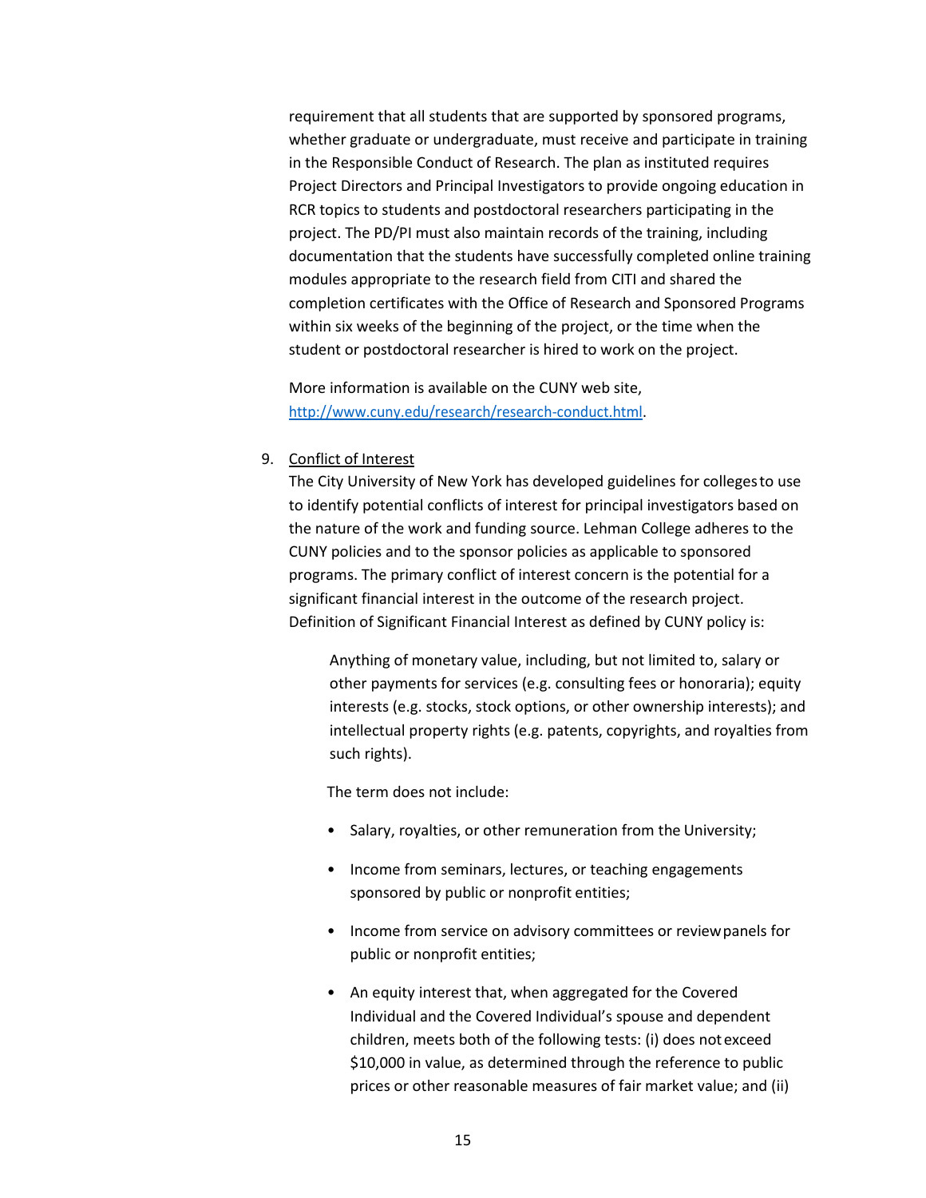requirement that all students that are supported by sponsored programs, whether graduate or undergraduate, must receive and participate in training in the Responsible Conduct of Research. The plan as instituted requires Project Directors and Principal Investigators to provide ongoing education in RCR topics to students and postdoctoral researchers participating in the project. The PD/PI must also maintain records of the training, including documentation that the students have successfully completed online training modules appropriate to the research field from CITI and shared the completion certificates with the Office of Research and Sponsored Programs within six weeks of the beginning of the project, or the time when the student or postdoctoral researcher is hired to work on the project.

More information is available on the CUNY web site, [http://www.cuny.edu/research/research-conduct.html](http://www.cuny.edu/research/research-conduct.html).

9. Conflict of Interest

   The City University of New York has developed guidelines for colleges to use to identify potential conflicts of interest for principal investigators based on the nature of the work and funding source. Lehman College adheres to the CUNY policies and to the sponsor policies as applicable to sponsored programs. The primary conflict of interest concern is the potential for a significant financial interest in the outcome of the research project. Definition of Significant Financial Interest as defined by CUNY policy is:

   > Anything of monetary value, including, but not limited to, salary or other payments for services (e.g. consulting fees or honoraria); equity interests (e.g. stocks, stock options, or other ownership interests); and intellectual property rights (e.g. patents, copyrights, and royalties from such rights).
   >
   > The term does not include:
   >
   > - Salary, royalties, or other remuneration from the University;
   > - Income from seminars, lectures, or teaching engagements sponsored by public or nonprofit entities;
   > - Income from service on advisory committees or review panels for public or nonprofit entities;
   > - An equity interest that, when aggregated for the Covered Individual and the Covered Individual's spouse and dependent children, meets both of the following tests: (i) does not exceed $10,000 in value, as determined through the reference to public prices or other reasonable measures of fair market value; and (ii)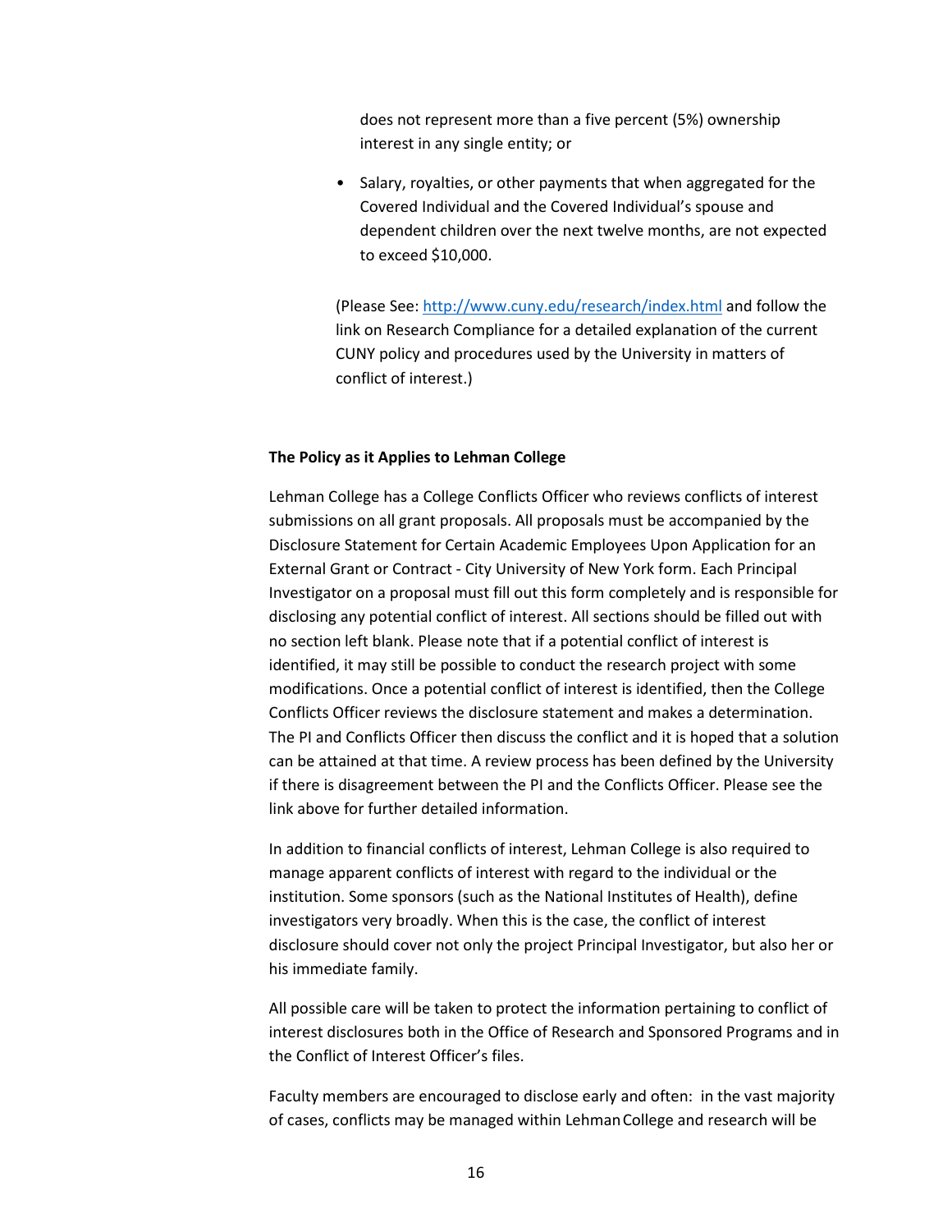does not represent more than a five percent (5%) ownership interest in any single entity; or

- Salary, royalties, or other payments that when aggregated for the Covered Individual and the Covered Individual's spouse and dependent children over the next twelve months, are not expected to exceed $10,000.

(Please See: http://www.cuny.edu/research/index.html and follow the link on Research Compliance for a detailed explanation of the current CUNY policy and procedures used by the University in matters of conflict of interest.)

**The Policy as it Applies to Lehman College**

Lehman College has a College Conflicts Officer who reviews conflicts of interest submissions on all grant proposals. All proposals must be accompanied by the Disclosure Statement for Certain Academic Employees Upon Application for an External Grant or Contract - City University of New York form. Each Principal Investigator on a proposal must fill out this form completely and is responsible for disclosing any potential conflict of interest. All sections should be filled out with no section left blank. Please note that if a potential conflict of interest is identified, it may still be possible to conduct the research project with some modifications. Once a potential conflict of interest is identified, then the College Conflicts Officer reviews the disclosure statement and makes a determination. The PI and Conflicts Officer then discuss the conflict and it is hoped that a solution can be attained at that time. A review process has been defined by the University if there is disagreement between the PI and the Conflicts Officer. Please see the link above for further detailed information.

In addition to financial conflicts of interest, Lehman College is also required to manage apparent conflicts of interest with regard to the individual or the institution. Some sponsors (such as the National Institutes of Health), define investigators very broadly. When this is the case, the conflict of interest disclosure should cover not only the project Principal Investigator, but also her or his immediate family.

All possible care will be taken to protect the information pertaining to conflict of interest disclosures both in the Office of Research and Sponsored Programs and in the Conflict of Interest Officer's files.

Faculty members are encouraged to disclose early and often: in the vast majority of cases, conflicts may be managed within Lehman College and research will be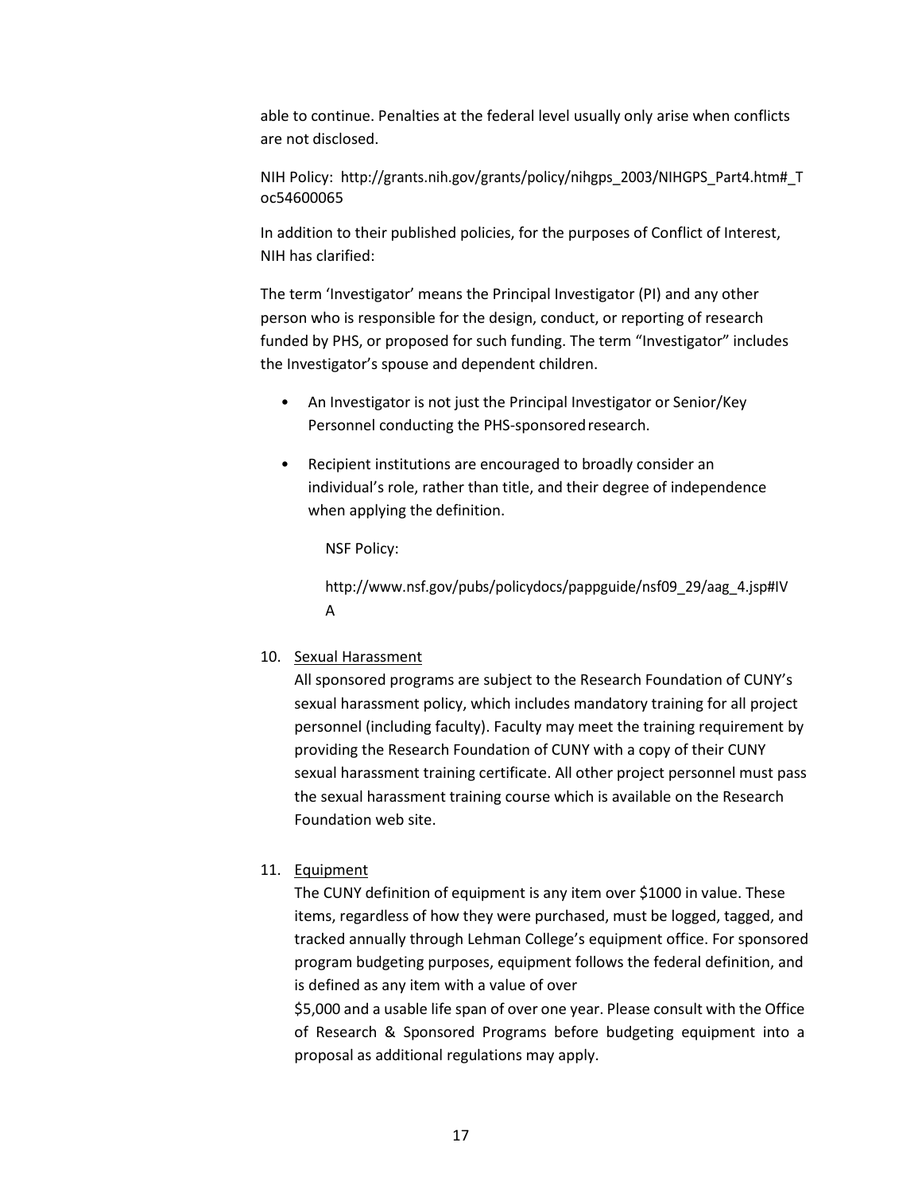able to continue. Penalties at the federal level usually only arise when conflicts are not disclosed.

NIH Policy: http://grants.nih.gov/grants/policy/nihgps_2003/NIHGPS_Part4.htm#_Toc54600065

In addition to their published policies, for the purposes of Conflict of Interest, NIH has clarified:

The term 'Investigator' means the Principal Investigator (PI) and any other person who is responsible for the design, conduct, or reporting of research funded by PHS, or proposed for such funding. The term "Investigator" includes the Investigator's spouse and dependent children.

- An Investigator is not just the Principal Investigator or Senior/Key Personnel conducting the PHS-sponsored research.
- Recipient institutions are encouraged to broadly consider an individual's role, rather than title, and their degree of independence when applying the definition.

NSF Policy:

http://www.nsf.gov/pubs/policydocs/pappguide/nsf09_29/aag_4.jsp#IVA

10. <u>Sexual Harassment</u>
    All sponsored programs are subject to the Research Foundation of CUNY's sexual harassment policy, which includes mandatory training for all project personnel (including faculty). Faculty may meet the training requirement by providing the Research Foundation of CUNY with a copy of their CUNY sexual harassment training certificate. All other project personnel must pass the sexual harassment training course which is available on the Research Foundation web site.

11. <u>Equipment</u>
    The CUNY definition of equipment is any item over $1000 in value. These items, regardless of how they were purchased, must be logged, tagged, and tracked annually through Lehman College's equipment office. For sponsored program budgeting purposes, equipment follows the federal definition, and is defined as any item with a value of over $5,000 and a usable life span of over one year. Please consult with the Office of Research & Sponsored Programs before budgeting equipment into a proposal as additional regulations may apply.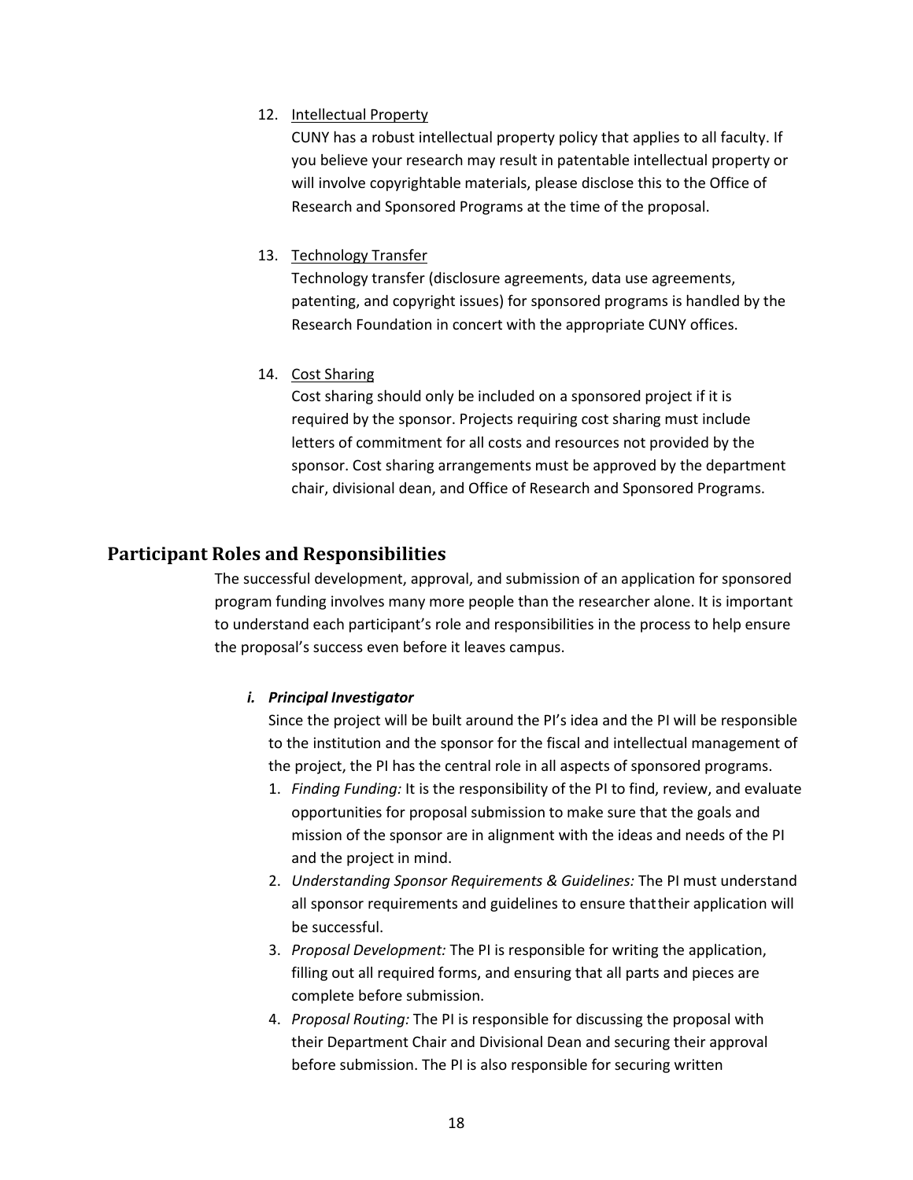12. <u>Intellectual Property</u>

    CUNY has a robust intellectual property policy that applies to all faculty. If you believe your research may result in patentable intellectual property or will involve copyrightable materials, please disclose this to the Office of Research and Sponsored Programs at the time of the proposal.

13. <u>Technology Transfer</u>

    Technology transfer (disclosure agreements, data use agreements, patenting, and copyright issues) for sponsored programs is handled by the Research Foundation in concert with the appropriate CUNY offices.

14. <u>Cost Sharing</u>

    Cost sharing should only be included on a sponsored project if it is required by the sponsor. Projects requiring cost sharing must include letters of commitment for all costs and resources not provided by the sponsor. Cost sharing arrangements must be approved by the department chair, divisional dean, and Office of Research and Sponsored Programs.

## Participant Roles and Responsibilities

The successful development, approval, and submission of an application for sponsored program funding involves many more people than the researcher alone. It is important to understand each participant's role and responsibilities in the process to help ensure the proposal's success even before it leaves campus.

### *i. Principal Investigator*

Since the project will be built around the PI's idea and the PI will be responsible to the institution and the sponsor for the fiscal and intellectual management of the project, the PI has the central role in all aspects of sponsored programs.

1. *Finding Funding:* It is the responsibility of the PI to find, review, and evaluate opportunities for proposal submission to make sure that the goals and mission of the sponsor are in alignment with the ideas and needs of the PI and the project in mind.
2. *Understanding Sponsor Requirements & Guidelines:* The PI must understand all sponsor requirements and guidelines to ensure that their application will be successful.
3. *Proposal Development:* The PI is responsible for writing the application, filling out all required forms, and ensuring that all parts and pieces are complete before submission.
4. *Proposal Routing:* The PI is responsible for discussing the proposal with their Department Chair and Divisional Dean and securing their approval before submission. The PI is also responsible for securing written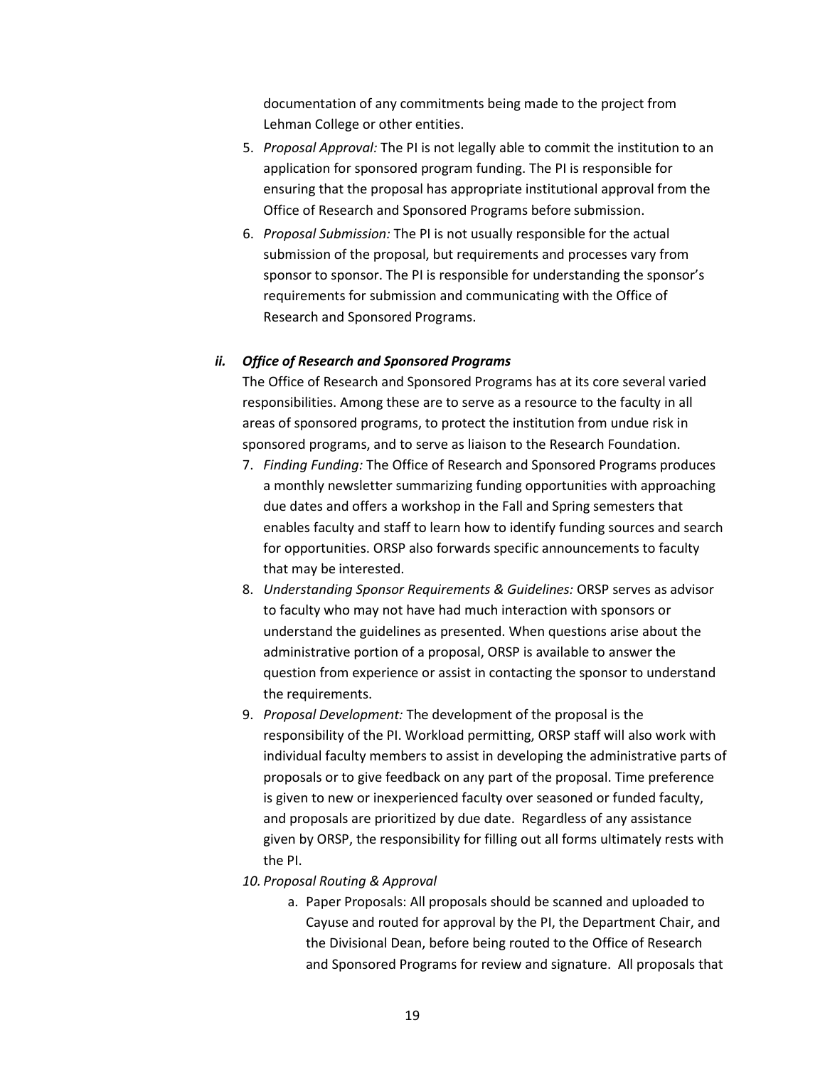documentation of any commitments being made to the project from Lehman College or other entities.

5. *Proposal Approval:* The PI is not legally able to commit the institution to an application for sponsored program funding. The PI is responsible for ensuring that the proposal has appropriate institutional approval from the Office of Research and Sponsored Programs before submission.
6. *Proposal Submission:* The PI is not usually responsible for the actual submission of the proposal, but requirements and processes vary from sponsor to sponsor. The PI is responsible for understanding the sponsor's requirements for submission and communicating with the Office of Research and Sponsored Programs.

### *ii. Office of Research and Sponsored Programs*

The Office of Research and Sponsored Programs has at its core several varied responsibilities. Among these are to serve as a resource to the faculty in all areas of sponsored programs, to protect the institution from undue risk in sponsored programs, and to serve as liaison to the Research Foundation.

7. *Finding Funding:* The Office of Research and Sponsored Programs produces a monthly newsletter summarizing funding opportunities with approaching due dates and offers a workshop in the Fall and Spring semesters that enables faculty and staff to learn how to identify funding sources and search for opportunities. ORSP also forwards specific announcements to faculty that may be interested.
8. *Understanding Sponsor Requirements & Guidelines:* ORSP serves as advisor to faculty who may not have had much interaction with sponsors or understand the guidelines as presented. When questions arise about the administrative portion of a proposal, ORSP is available to answer the question from experience or assist in contacting the sponsor to understand the requirements.
9. *Proposal Development:* The development of the proposal is the responsibility of the PI. Workload permitting, ORSP staff will also work with individual faculty members to assist in developing the administrative parts of proposals or to give feedback on any part of the proposal. Time preference is given to new or inexperienced faculty over seasoned or funded faculty, and proposals are prioritized by due date. Regardless of any assistance given by ORSP, the responsibility for filling out all forms ultimately rests with the PI.
10. *Proposal Routing & Approval*
    a. Paper Proposals: All proposals should be scanned and uploaded to Cayuse and routed for approval by the PI, the Department Chair, and the Divisional Dean, before being routed to the Office of Research and Sponsored Programs for review and signature. All proposals that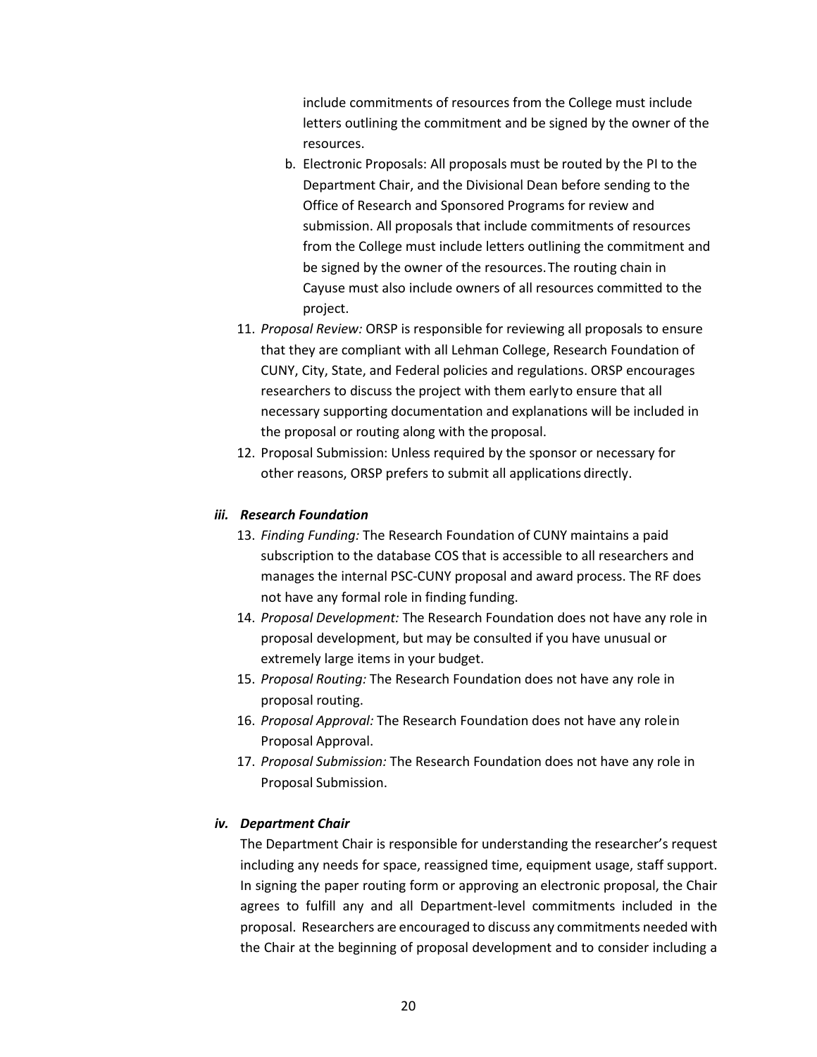include commitments of resources from the College must include letters outlining the commitment and be signed by the owner of the resources.

   b. Electronic Proposals: All proposals must be routed by the PI to the Department Chair, and the Divisional Dean before sending to the Office of Research and Sponsored Programs for review and submission. All proposals that include commitments of resources from the College must include letters outlining the commitment and be signed by the owner of the resources. The routing chain in Cayuse must also include owners of all resources committed to the project.

11. *Proposal Review:* ORSP is responsible for reviewing all proposals to ensure that they are compliant with all Lehman College, Research Foundation of CUNY, City, State, and Federal policies and regulations. ORSP encourages researchers to discuss the project with them early to ensure that all necessary supporting documentation and explanations will be included in the proposal or routing along with the proposal.
12. Proposal Submission: Unless required by the sponsor or necessary for other reasons, ORSP prefers to submit all applications directly.

#### *iii. Research Foundation*

13. *Finding Funding:* The Research Foundation of CUNY maintains a paid subscription to the database COS that is accessible to all researchers and manages the internal PSC-CUNY proposal and award process. The RF does not have any formal role in finding funding.
14. *Proposal Development:* The Research Foundation does not have any role in proposal development, but may be consulted if you have unusual or extremely large items in your budget.
15. *Proposal Routing:* The Research Foundation does not have any role in proposal routing.
16. *Proposal Approval:* The Research Foundation does not have any role in Proposal Approval.
17. *Proposal Submission:* The Research Foundation does not have any role in Proposal Submission.

#### *iv. Department Chair*

The Department Chair is responsible for understanding the researcher's request including any needs for space, reassigned time, equipment usage, staff support. In signing the paper routing form or approving an electronic proposal, the Chair agrees to fulfill any and all Department-level commitments included in the proposal. Researchers are encouraged to discuss any commitments needed with the Chair at the beginning of proposal development and to consider including a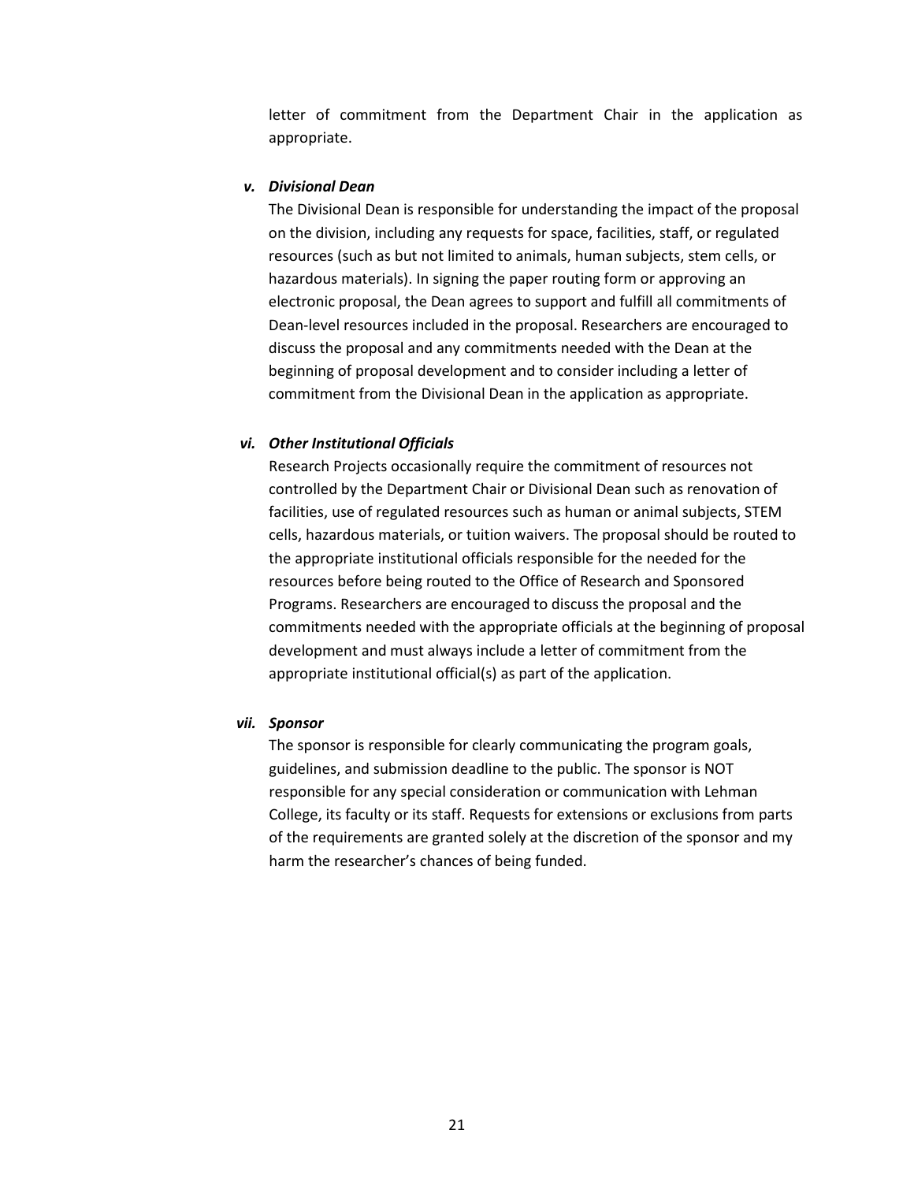letter of commitment from the Department Chair in the application as appropriate.

***v. Divisional Dean***

The Divisional Dean is responsible for understanding the impact of the proposal on the division, including any requests for space, facilities, staff, or regulated resources (such as but not limited to animals, human subjects, stem cells, or hazardous materials). In signing the paper routing form or approving an electronic proposal, the Dean agrees to support and fulfill all commitments of Dean-level resources included in the proposal. Researchers are encouraged to discuss the proposal and any commitments needed with the Dean at the beginning of proposal development and to consider including a letter of commitment from the Divisional Dean in the application as appropriate.

***vi. Other Institutional Officials***

Research Projects occasionally require the commitment of resources not controlled by the Department Chair or Divisional Dean such as renovation of facilities, use of regulated resources such as human or animal subjects, STEM cells, hazardous materials, or tuition waivers. The proposal should be routed to the appropriate institutional officials responsible for the needed for the resources before being routed to the Office of Research and Sponsored Programs. Researchers are encouraged to discuss the proposal and the commitments needed with the appropriate officials at the beginning of proposal development and must always include a letter of commitment from the appropriate institutional official(s) as part of the application.

***vii. Sponsor***

The sponsor is responsible for clearly communicating the program goals, guidelines, and submission deadline to the public. The sponsor is NOT responsible for any special consideration or communication with Lehman College, its faculty or its staff. Requests for extensions or exclusions from parts of the requirements are granted solely at the discretion of the sponsor and my harm the researcher's chances of being funded.